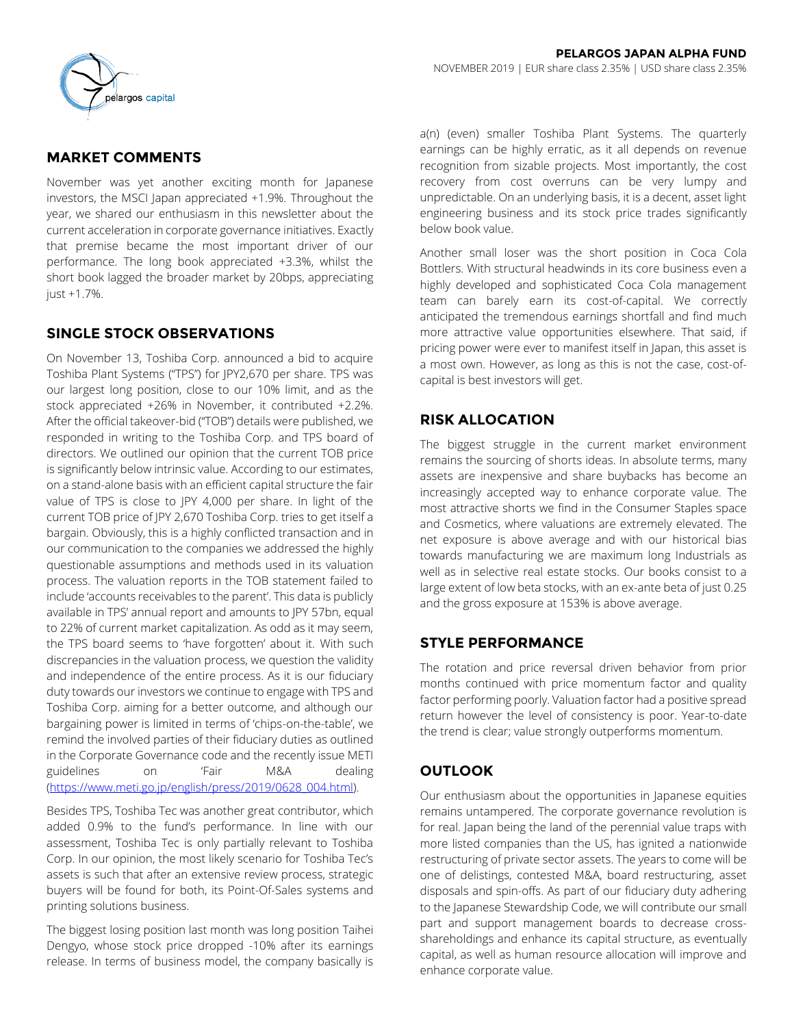**PELARGOS JAPAN ALPHA FUND**

NOVEMBER 2019 | EUR share class 2.35% | USD share class 2.35%

## MARKET COMMENTS

November was yet another exciting month for Japanese investors, the MSCI Japan appreciated +1.9%. Throughout the year, we shared our enthusiasm in this newsletter about the current acceleration in corporate governance initiatives. Exactly that premise became the most important driver of our performance. The long book appreciated +3.3%, whilst the short book lagged the broader market by 20bps, appreciating just +1.7%.

## SINGLE STOCK OBSERVATIONS

On November 13, Toshiba Corp. announced a bid to acquire Toshiba Plant Systems ("TPS") for JPY2,670 per share. TPS was our largest long position, close to our 10% limit, and as the stock appreciated +26% in November, it contributed +2.2%. After the official takeover-bid ("TOB") details were published, we responded in writing to the Toshiba Corp. and TPS board of directors. We outlined our opinion that the current TOB price is significantly below intrinsic value. According to our estimates, on a stand-alone basis with an efficient capital structure the fair value of TPS is close to JPY 4,000 per share. In light of the current TOB price of JPY 2,670 Toshiba Corp. tries to get itself a bargain. Obviously, this is a highly conflicted transaction and in our communication to the companies we addressed the highly questionable assumptions and methods used in its valuation process. The valuation reports in the TOB statement failed to include 'accounts receivables to the parent'. This data is publicly available in TPS' annual report and amounts to JPY 57bn, equal to 22% of current market capitalization. As odd as it may seem, the TPS board seems to 'have forgotten' about it. With such discrepancies in the valuation process, we question the validity and independence of the entire process. As it is our fiduciary duty towards our investors we continue to engage with TPS and Toshiba Corp. aiming for a better outcome, and although our bargaining power is limited in terms of 'chips-on-the-table', we remind the involved parties of their fiduciary duties as outlined in the Corporate Governance code and the recently issue METI guidelines on 'Fair M&A dealing (https://www.meti.go.jp/english/press/2019/0628_004.html).

Besides TPS, Toshiba Tec was another great contributor, which added 0.9% to the fund's performance. In line with our assessment, Toshiba Tec is only partially relevant to Toshiba Corp. In our opinion, the most likely scenario for Toshiba Tec's assets is such that after an extensive review process, strategic buyers will be found for both, its Point-Of-Sales systems and printing solutions business.

The biggest losing position last month was long position Taihei Dengyo, whose stock price dropped -10% after its earnings release. In terms of business model, the company basically is a(n) (even) smaller Toshiba Plant Systems. The quarterly earnings can be highly erratic, as it all depends on revenue recognition from sizable projects. Most importantly, the cost recovery from cost overruns can be very lumpy and unpredictable. On an underlying basis, it is a decent, asset light engineering business and its stock price trades significantly below book value.

Another small loser was the short position in Coca Cola Bottlers. With structural headwinds in its core business even a highly developed and sophisticated Coca Cola management team can barely earn its cost-of-capital. We correctly anticipated the tremendous earnings shortfall and find much more attractive value opportunities elsewhere. That said, if pricing power were ever to manifest itself in Japan, this asset is a most own. However, as long as this is not the case, cost-of-capital is best investors will get.

## RISK ALLOCATION

The biggest struggle in the current market environment remains the sourcing of shorts ideas. In absolute terms, many assets are inexpensive and share buybacks has become an increasingly accepted way to enhance corporate value. The most attractive shorts we find in the Consumer Staples space and Cosmetics, where valuations are extremely elevated. The net exposure is above average and with our historical bias towards manufacturing we are maximum long Industrials as well as in selective real estate stocks. Our books consist to a large extent of low beta stocks, with an ex-ante beta of just 0.25 and the gross exposure at 153% is above average.

## STYLE PERFORMANCE

The rotation and price reversal driven behavior from prior months continued with price momentum factor and quality factor performing poorly. Valuation factor had a positive spread return however the level of consistency is poor. Year-to-date the trend is clear; value strongly outperforms momentum.

## OUTLOOK

Our enthusiasm about the opportunities in Japanese equities remains untampered. The corporate governance revolution is for real. Japan being the land of the perennial value traps with more listed companies than the US, has ignited a nationwide restructuring of private sector assets. The years to come will be one of delistings, contested M&A, board restructuring, asset disposals and spin-offs. As part of our fiduciary duty adhering to the Japanese Stewardship Code, we will contribute our small part and support management boards to decrease cross-shareholdings and enhance its capital structure, as eventually capital, as well as human resource allocation will improve and enhance corporate value.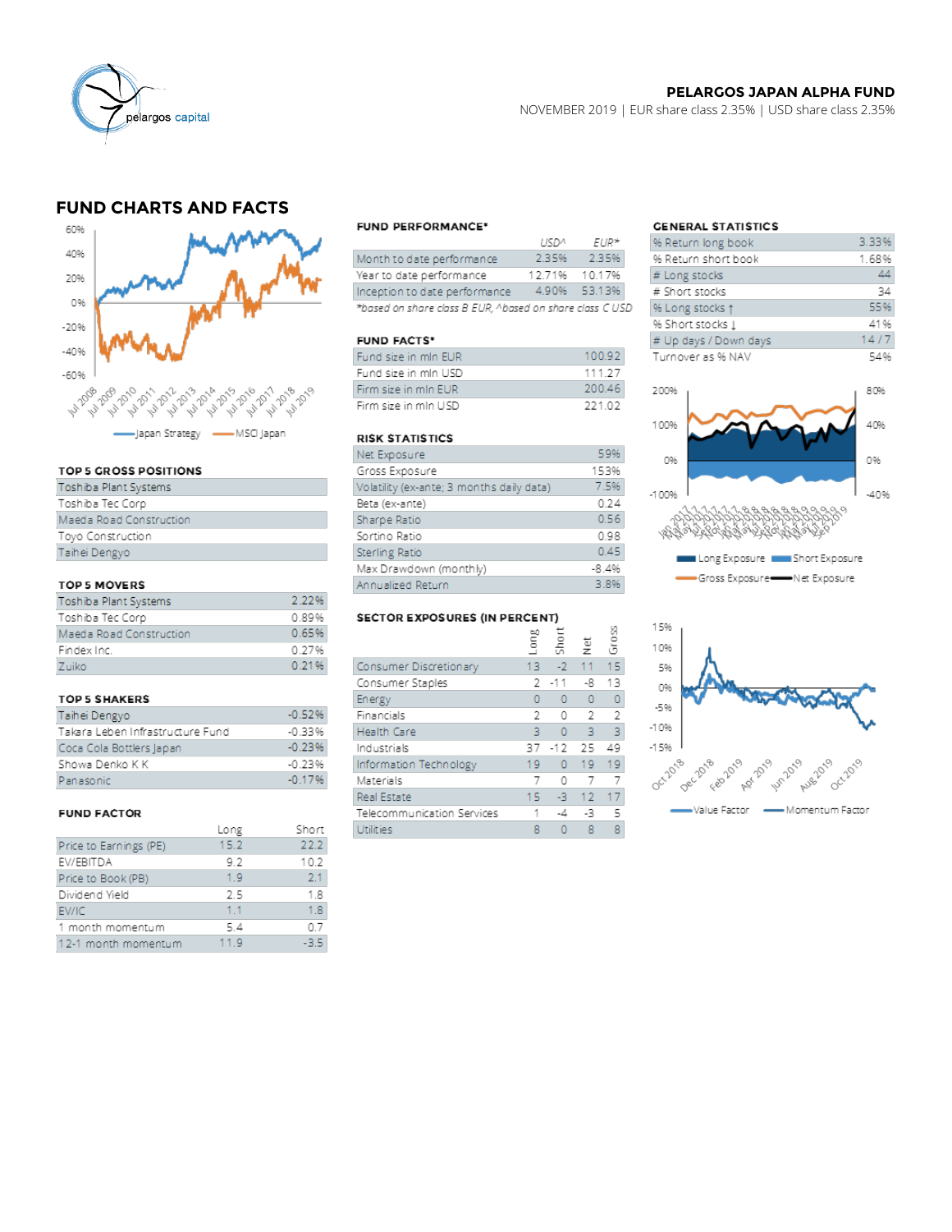**PELARGOS JAPAN ALPHA FUND**

NOVEMBER 2019 | EUR share class 2.35% | USD share class 2.35%

## FUND CHARTS AND FACTS

Japan Strategy — MSCI Japan

### TOP 5 GROSS POSITIONS

| |
|---|
| Toshiba Plant Systems |
| Toshiba Tec Corp |
| Maeda Road Construction |
| Toyo Construction |
| Taihei Dengyo |

### TOP 5 MOVERS

| | |
|---|---|
| Toshiba Plant Systems | 2.22% |
| Toshiba Tec Corp | 0.89% |
| Maeda Road Construction | 0.65% |
| Findex Inc. | 0.27% |
| Zuiko | 0.21% |

### TOP 5 SHAKERS

| | |
|---|---|
| Taihei Dengyo | -0.52% |
| Takara Leben Infrastructure Fund | -0.33% |
| Coca Cola Bottlers Japan | -0.23% |
| Showa Denko K K | -0.23% |
| Panasonic | -0.17% |

### FUND FACTOR

| | Long | Short |
|---|---|---|
| Price to Earnings (PE) | 15.2 | 22.2 |
| EV/EBITDA | 9.2 | 10.2 |
| Price to Book (PB) | 1.9 | 2.1 |
| Dividend Yield | 2.5 | 1.8 |
| EV/IC | 1.1 | 1.8 |
| 1 month momentum | 5.4 | 0.7 |
| 12-1 month momentum | 11.9 | -3.5 |

### FUND PERFORMANCE*

| | USD^ | EUR* |
|---|---|---|
| Month to date performance | 2.35% | 2.35% |
| Year to date performance | 12.71% | 10.17% |
| Inception to date performance | 4.90% | 53.13% |

*based on share class B EUR, ^based on share class C USD

### FUND FACTS*

| | |
|---|---|
| Fund size in mln EUR | 100.92 |
| Fund size in mln USD | 111.27 |
| Firm size in mln EUR | 200.46 |
| Firm size in mln USD | 221.02 |

### RISK STATISTICS

| | |
|---|---|
| Net Exposure | 59% |
| Gross Exposure | 153% |
| Volatility (ex-ante; 3 months daily data) | 7.5% |
| Beta (ex-ante) | 0.24 |
| Sharpe Ratio | 0.56 |
| Sortino Ratio | 0.98 |
| Sterling Ratio | 0.45 |
| Max Drawdown (monthly) | -8.4% |
| Annualized Return | 3.8% |

### SECTOR EXPOSURES (IN PERCENT)

| | Long | Short | Net | Gross |
|---|---|---|---|---|
| Consumer Discretionary | 13 | -2 | 11 | 15 |
| Consumer Staples | 2 | -11 | -8 | 13 |
| Energy | 0 | 0 | 0 | 0 |
| Financials | 2 | 0 | 2 | 2 |
| Health Care | 3 | 0 | 3 | 3 |
| Industrials | 37 | -12 | 25 | 49 |
| Information Technology | 19 | 0 | 19 | 19 |
| Materials | 7 | 0 | 7 | 7 |
| Real Estate | 15 | -3 | 12 | 17 |
| Telecommunication Services | 1 | -4 | -3 | 5 |
| Utilities | 8 | 0 | 8 | 8 |

### GENERAL STATISTICS

| | |
|---|---|
| % Return long book | 3.33% |
| % Return short book | 1.68% |
| # Long stocks | 44 |
| # Short stocks | 34 |
| % Long stocks ↑ | 55% |
| % Short stocks ↓ | 41% |
| # Up days / Down days | 14 / 7 |
| Turnover as % NAV | 54% |

Long Exposure — Short Exposure — Gross Exposure — Net Exposure

Value Factor — Momentum Factor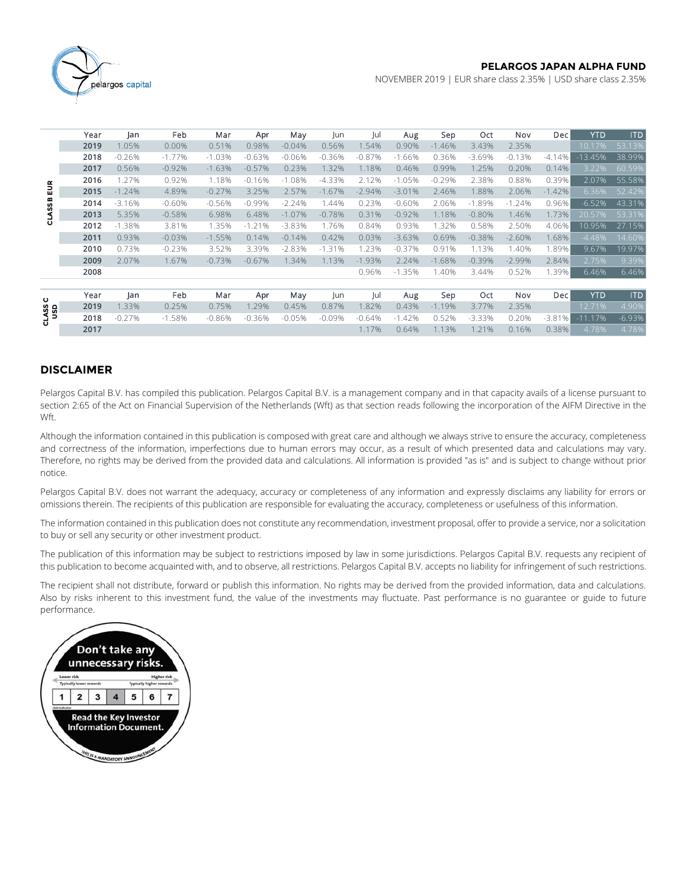**PELARGOS JAPAN ALPHA FUND**

NOVEMBER 2019 | EUR share class 2.35% | USD share class 2.35%

| | Year | Jan | Feb | Mar | Apr | May | Jun | Jul | Aug | Sep | Oct | Nov | Dec | YTD | ITD |
|---|---|---|---|---|---|---|---|---|---|---|---|---|---|---|---|
| CLASS B EUR | 2019 | 1.05% | 0.00% | 0.51% | 0.98% | -0.04% | 0.56% | 1.54% | 0.90% | -1.46% | 3.43% | 2.35% | | 10.17% | 53.13% |
| | 2018 | -0.26% | -1.77% | -1.03% | -0.63% | -0.06% | -0.36% | -0.87% | -1.66% | 0.36% | -3.69% | -0.13% | -4.14% | -13.45% | 38.99% |
| | 2017 | 0.56% | -0.92% | -1.63% | -0.57% | 0.23% | 1.32% | 1.18% | 0.46% | 0.99% | 1.25% | 0.20% | 0.14% | 3.22% | 60.59% |
| | 2016 | 1.27% | 0.92% | 1.18% | -0.16% | -1.08% | -4.33% | 2.12% | -1.05% | -0.29% | 2.38% | 0.88% | 0.39% | 2.07% | 55.58% |
| | 2015 | -1.24% | 4.89% | -0.27% | 3.25% | 2.57% | -1.67% | -2.94% | -3.01% | 2.46% | 1.88% | 2.06% | -1.42% | 6.36% | 52.42% |
| | 2014 | -3.16% | -0.60% | -0.56% | -0.99% | -2.24% | 1.44% | 0.23% | -0.60% | 2.06% | -1.89% | -1.24% | 0.96% | -6.52% | 43.31% |
| | 2013 | 5.35% | -0.58% | 6.98% | 6.48% | -1.07% | -0.78% | 0.31% | -0.92% | 1.18% | -0.80% | 1.46% | 1.73% | 20.57% | 53.31% |
| | 2012 | -1.38% | 3.81% | 1.35% | -1.21% | -3.83% | 1.76% | 0.84% | 0.93% | 1.32% | 0.58% | 2.50% | 4.06% | 10.95% | 27.15% |
| | 2011 | 0.93% | -0.03% | -1.55% | 0.14% | -0.14% | 0.42% | 0.03% | -3.63% | 0.69% | -0.38% | -2.60% | 1.68% | -4.48% | 14.60% |
| | 2010 | 0.73% | -0.23% | 3.52% | 3.39% | -2.83% | -1.31% | 1.23% | -0.37% | 0.91% | 1.13% | 1.40% | 1.89% | 9.67% | 19.97% |
| | 2009 | 2.07% | 1.67% | -0.73% | -0.67% | 1.34% | 1.13% | -1.93% | 2.24% | -1.68% | -0.39% | -2.99% | 2.84% | 2.75% | 9.39% |
| | 2008 | | | | | | | 0.96% | -1.35% | 1.40% | 3.44% | 0.52% | 1.39% | 6.46% | 6.46% |

| | Year | Jan | Feb | Mar | Apr | May | Jun | Jul | Aug | Sep | Oct | Nov | Dec | YTD | ITD |
|---|---|---|---|---|---|---|---|---|---|---|---|---|---|---|---|
| CLASS C USD | 2019 | 1.33% | 0.25% | 0.75% | 1.29% | 0.45% | 0.87% | 1.82% | 0.43% | -1.19% | 3.77% | 2.35% | | 12.71% | 4.90% |
| | 2018 | -0.27% | -1.58% | -0.86% | -0.36% | -0.05% | -0.09% | -0.64% | -1.42% | 0.52% | -3.33% | 0.20% | -3.81% | -11.17% | -6.93% |
| | 2017 | | | | | | | 1.17% | 0.64% | 1.13% | 1.21% | 0.16% | 0.38% | 4.78% | 4.78% |

## DISCLAIMER

Pelargos Capital B.V. has compiled this publication. Pelargos Capital B.V. is a management company and in that capacity avails of a license pursuant to section 2:65 of the Act on Financial Supervision of the Netherlands (Wft) as that section reads following the incorporation of the AIFM Directive in the Wft.

Although the information contained in this publication is composed with great care and although we always strive to ensure the accuracy, completeness and correctness of the information, imperfections due to human errors may occur, as a result of which presented data and calculations may vary. Therefore, no rights may be derived from the provided data and calculations. All information is provided "as is" and is subject to change without prior notice.

Pelargos Capital B.V. does not warrant the adequacy, accuracy or completeness of any information and expressly disclaims any liability for errors or omissions therein. The recipients of this publication are responsible for evaluating the accuracy, completeness or usefulness of this information.

The information contained in this publication does not constitute any recommendation, investment proposal, offer to provide a service, nor a solicitation to buy or sell any security or other investment product.

The publication of this information may be subject to restrictions imposed by law in some jurisdictions. Pelargos Capital B.V. requests any recipient of this publication to become acquainted with, and to observe, all restrictions. Pelargos Capital B.V. accepts no liability for infringement of such restrictions.

The recipient shall not distribute, forward or publish this information. No rights may be derived from the provided information, data and calculations. Also by risks inherent to this investment fund, the value of the investments may fluctuate. Past performance is no guarantee or guide to future performance.

Don't take any unnecessary risks.

Lower risk — Higher risk

Typically lower rewards — Typically higher rewards

1 2 3 4 5 6 7

risk indicator

Read the Key Investor Information Document.

THIS IS A MANDATORY ANNOUNCEMENT